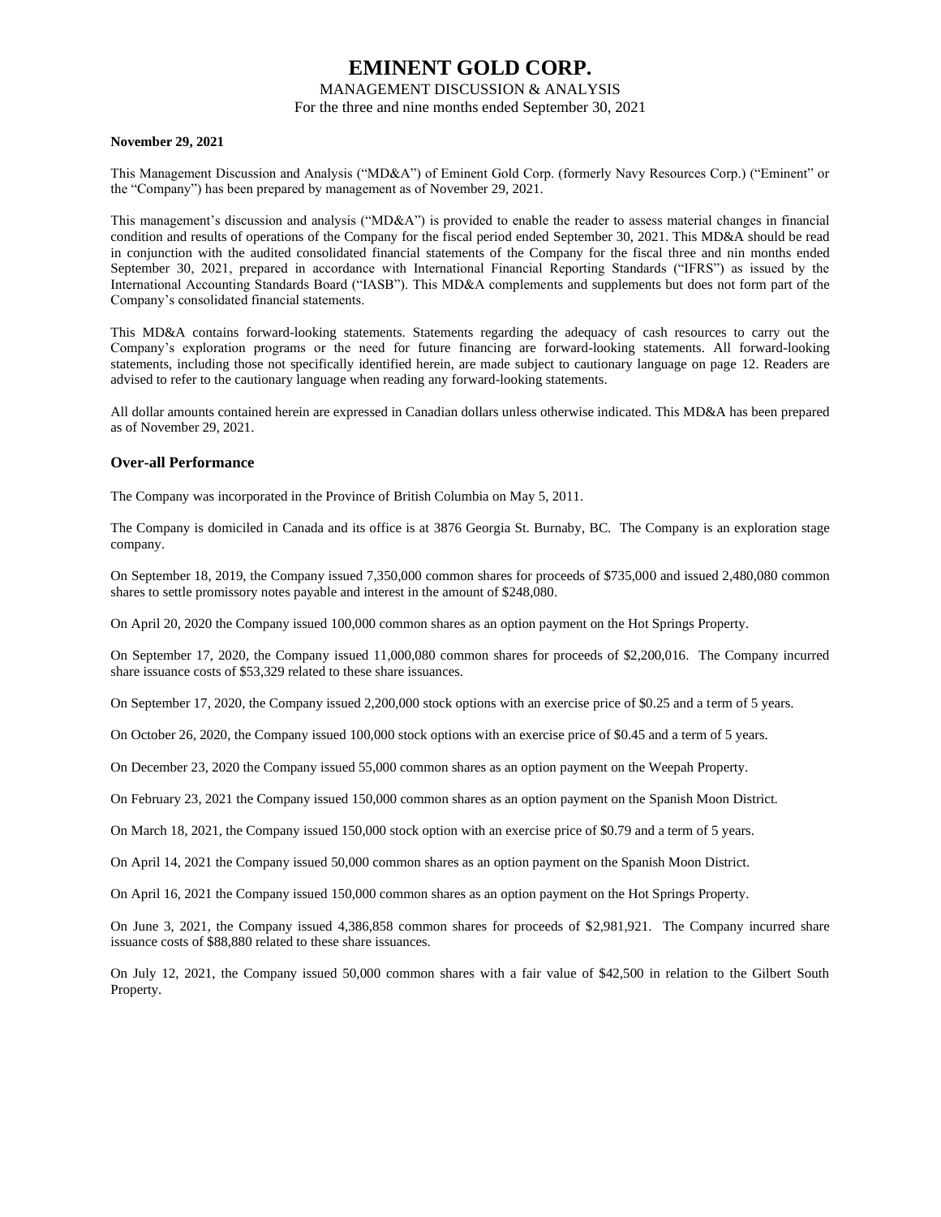# EMINENT GOLD CORP.

MANAGEMENT DISCUSSION & ANALYSIS
For the three and nine months ended September 30, 2021

**November 29, 2021**

This Management Discussion and Analysis ("MD&A") of Eminent Gold Corp. (formerly Navy Resources Corp.) ("Eminent" or the "Company") has been prepared by management as of November 29, 2021.

This management's discussion and analysis ("MD&A") is provided to enable the reader to assess material changes in financial condition and results of operations of the Company for the fiscal period ended September 30, 2021. This MD&A should be read in conjunction with the audited consolidated financial statements of the Company for the fiscal three and nin months ended September 30, 2021, prepared in accordance with International Financial Reporting Standards ("IFRS") as issued by the International Accounting Standards Board ("IASB"). This MD&A complements and supplements but does not form part of the Company's consolidated financial statements.

This MD&A contains forward-looking statements. Statements regarding the adequacy of cash resources to carry out the Company's exploration programs or the need for future financing are forward-looking statements. All forward-looking statements, including those not specifically identified herein, are made subject to cautionary language on page 12. Readers are advised to refer to the cautionary language when reading any forward-looking statements.

All dollar amounts contained herein are expressed in Canadian dollars unless otherwise indicated. This MD&A has been prepared as of November 29, 2021.

## Over-all Performance

The Company was incorporated in the Province of British Columbia on May 5, 2011.

The Company is domiciled in Canada and its office is at 3876 Georgia St. Burnaby, BC. The Company is an exploration stage company.

On September 18, 2019, the Company issued 7,350,000 common shares for proceeds of $735,000 and issued 2,480,080 common shares to settle promissory notes payable and interest in the amount of $248,080.

On April 20, 2020 the Company issued 100,000 common shares as an option payment on the Hot Springs Property.

On September 17, 2020, the Company issued 11,000,080 common shares for proceeds of $2,200,016. The Company incurred share issuance costs of $53,329 related to these share issuances.

On September 17, 2020, the Company issued 2,200,000 stock options with an exercise price of $0.25 and a term of 5 years.

On October 26, 2020, the Company issued 100,000 stock options with an exercise price of $0.45 and a term of 5 years.

On December 23, 2020 the Company issued 55,000 common shares as an option payment on the Weepah Property.

On February 23, 2021 the Company issued 150,000 common shares as an option payment on the Spanish Moon District.

On March 18, 2021, the Company issued 150,000 stock option with an exercise price of $0.79 and a term of 5 years.

On April 14, 2021 the Company issued 50,000 common shares as an option payment on the Spanish Moon District.

On April 16, 2021 the Company issued 150,000 common shares as an option payment on the Hot Springs Property.

On June 3, 2021, the Company issued 4,386,858 common shares for proceeds of $2,981,921. The Company incurred share issuance costs of $88,880 related to these share issuances.

On July 12, 2021, the Company issued 50,000 common shares with a fair value of $42,500 in relation to the Gilbert South Property.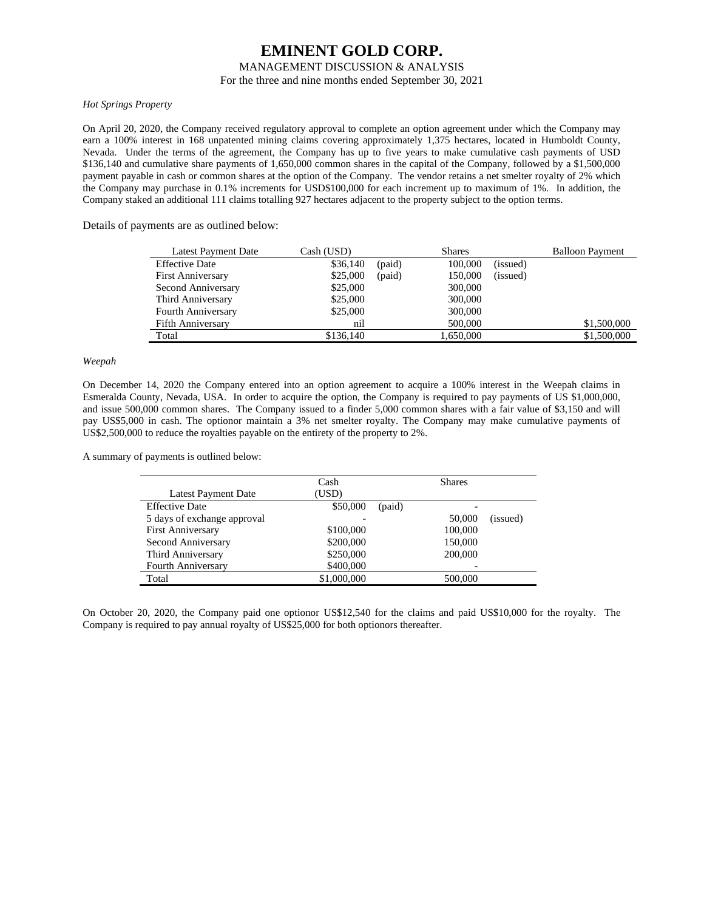# EMINENT GOLD CORP.

MANAGEMENT DISCUSSION & ANALYSIS

For the three and nine months ended September 30, 2021

*Hot Springs Property*

On April 20, 2020, the Company received regulatory approval to complete an option agreement under which the Company may earn a 100% interest in 168 unpatented mining claims covering approximately 1,375 hectares, located in Humboldt County, Nevada. Under the terms of the agreement, the Company has up to five years to make cumulative cash payments of USD $136,140 and cumulative share payments of 1,650,000 common shares in the capital of the Company, followed by a $1,500,000 payment payable in cash or common shares at the option of the Company. The vendor retains a net smelter royalty of 2% which the Company may purchase in 0.1% increments for USD$100,000 for each increment up to maximum of 1%. In addition, the Company staked an additional 111 claims totalling 927 hectares adjacent to the property subject to the option terms.

Details of payments are as outlined below:

| Latest Payment Date | Cash (USD) | | Shares | | Balloon Payment |
|---|---|---|---|---|---|
| Effective Date | $36,140 | (paid) | 100,000 | (issued) | |
| First Anniversary | $25,000 | (paid) | 150,000 | (issued) | |
| Second Anniversary | $25,000 | | 300,000 | | |
| Third Anniversary | $25,000 | | 300,000 | | |
| Fourth Anniversary | $25,000 | | 300,000 | | |
| Fifth Anniversary | nil | | 500,000 | | $1,500,000 |
| Total | $136,140 | | 1,650,000 | | $1,500,000 |

*Weepah*

On December 14, 2020 the Company entered into an option agreement to acquire a 100% interest in the Weepah claims in Esmeralda County, Nevada, USA. In order to acquire the option, the Company is required to pay payments of US $1,000,000, and issue 500,000 common shares. The Company issued to a finder 5,000 common shares with a fair value of $3,150 and will pay US$5,000 in cash. The optionor maintain a 3% net smelter royalty. The Company may make cumulative payments of US$2,500,000 to reduce the royalties payable on the entirety of the property to 2%.

A summary of payments is outlined below:

| Latest Payment Date | Cash (USD) | | Shares | |
|---|---|---|---|---|
| Effective Date | $50,000 | (paid) | - | |
| 5 days of exchange approval | - | | 50,000 | (issued) |
| First Anniversary | $100,000 | | 100,000 | |
| Second Anniversary | $200,000 | | 150,000 | |
| Third Anniversary | $250,000 | | 200,000 | |
| Fourth Anniversary | $400,000 | | - | |
| Total | $1,000,000 | | 500,000 | |

On October 20, 2020, the Company paid one optionor US$12,540 for the claims and paid US$10,000 for the royalty. The Company is required to pay annual royalty of US$25,000 for both optionors thereafter.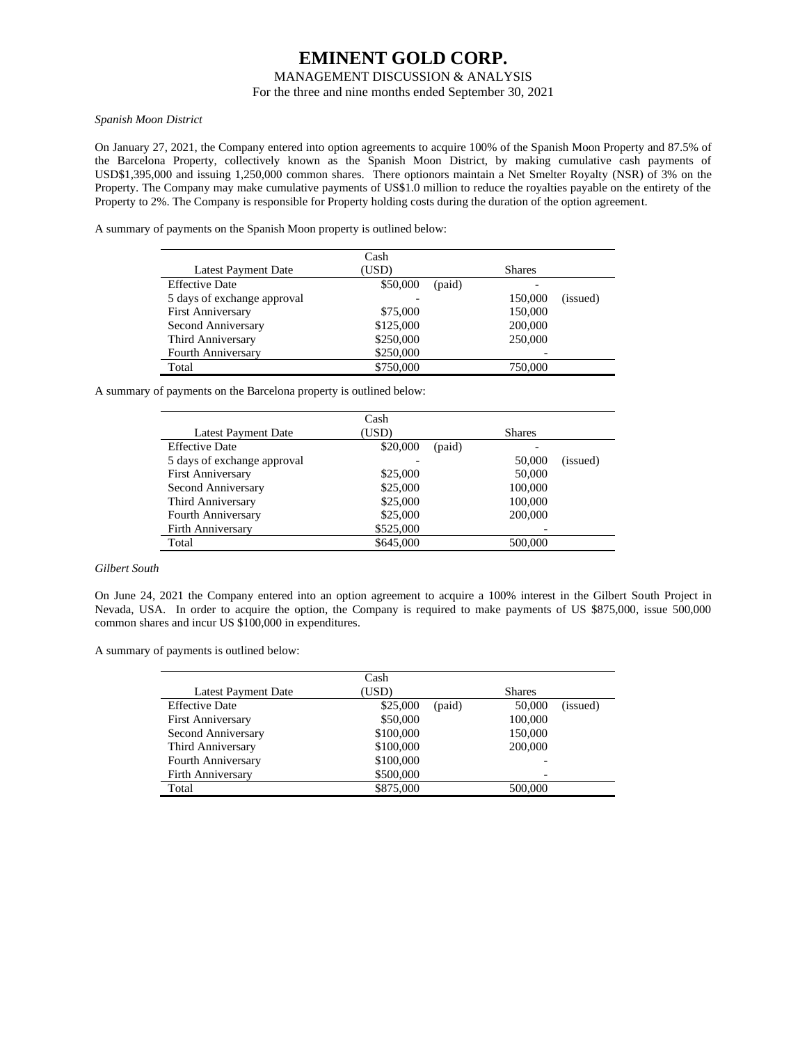*Spanish Moon District*

On January 27, 2021, the Company entered into option agreements to acquire 100% of the Spanish Moon Property and 87.5% of the Barcelona Property, collectively known as the Spanish Moon District, by making cumulative cash payments of USD$1,395,000 and issuing 1,250,000 common shares. There optionors maintain a Net Smelter Royalty (NSR) of 3% on the Property. The Company may make cumulative payments of US$1.0 million to reduce the royalties payable on the entirety of the Property to 2%. The Company is responsible for Property holding costs during the duration of the option agreement.

A summary of payments on the Spanish Moon property is outlined below:

| Latest Payment Date | Cash (USD) | | Shares | |
|---|---|---|---|---|
| Effective Date | $50,000 | (paid) | - | |
| 5 days of exchange approval | - | | 150,000 | (issued) |
| First Anniversary | $75,000 | | 150,000 | |
| Second Anniversary | $125,000 | | 200,000 | |
| Third Anniversary | $250,000 | | 250,000 | |
| Fourth Anniversary | $250,000 | | - | |
| Total | $750,000 | | 750,000 | |

A summary of payments on the Barcelona property is outlined below:

| Latest Payment Date | Cash (USD) | | Shares | |
|---|---|---|---|---|
| Effective Date | $20,000 | (paid) | - | |
| 5 days of exchange approval | - | | 50,000 | (issued) |
| First Anniversary | $25,000 | | 50,000 | |
| Second Anniversary | $25,000 | | 100,000 | |
| Third Anniversary | $25,000 | | 100,000 | |
| Fourth Anniversary | $25,000 | | 200,000 | |
| Firth Anniversary | $525,000 | | - | |
| Total | $645,000 | | 500,000 | |

*Gilbert South*

On June 24, 2021 the Company entered into an option agreement to acquire a 100% interest in the Gilbert South Project in Nevada, USA. In order to acquire the option, the Company is required to make payments of US $875,000, issue 500,000 common shares and incur US $100,000 in expenditures.

A summary of payments is outlined below:

| Latest Payment Date | Cash (USD) | | Shares | |
|---|---|---|---|---|
| Effective Date | $25,000 | (paid) | 50,000 | (issued) |
| First Anniversary | $50,000 | | 100,000 | |
| Second Anniversary | $100,000 | | 150,000 | |
| Third Anniversary | $100,000 | | 200,000 | |
| Fourth Anniversary | $100,000 | | - | |
| Firth Anniversary | $500,000 | | - | |
| Total | $875,000 | | 500,000 | |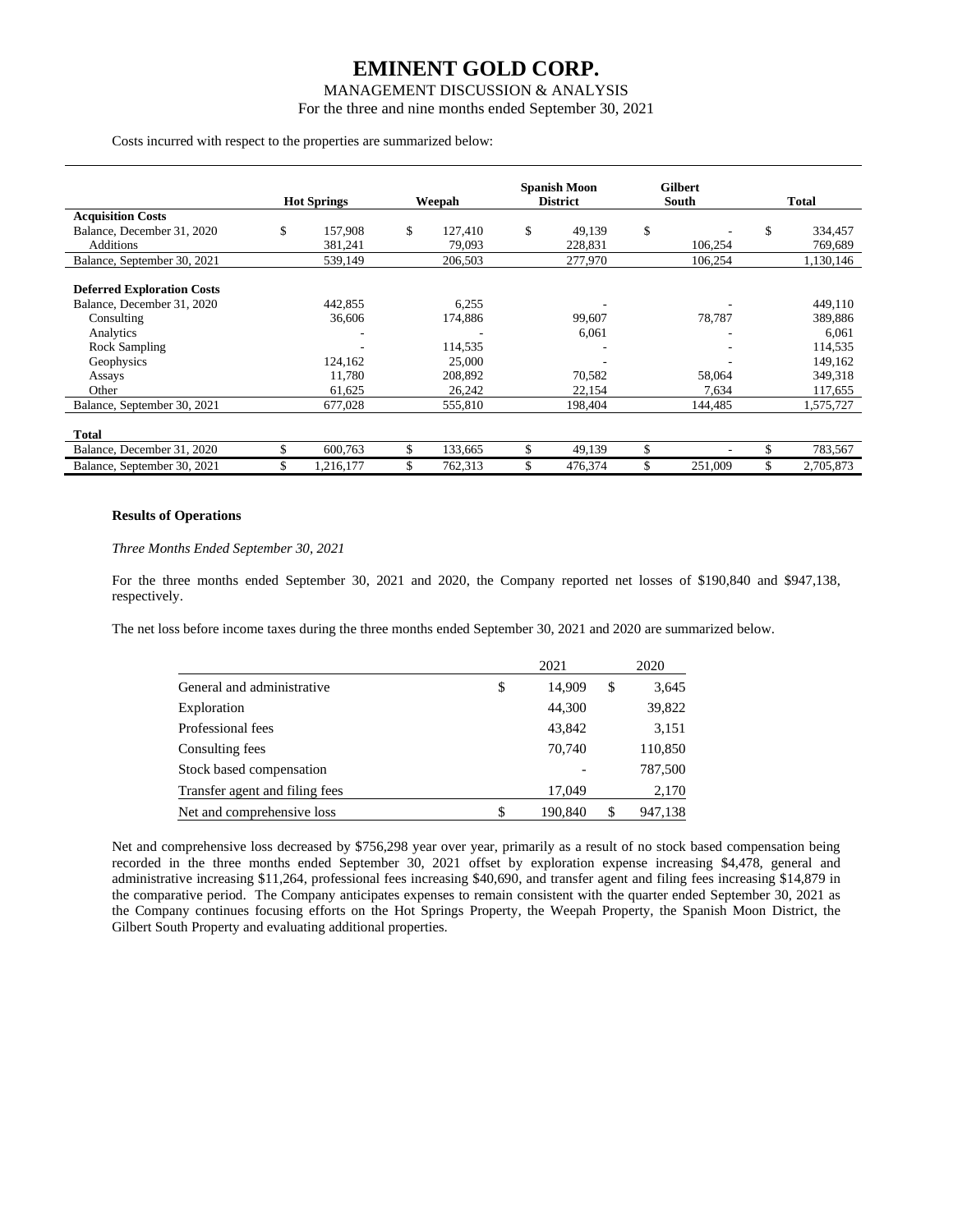Costs incurred with respect to the properties are summarized below:

| | Hot Springs | Weepah | Spanish Moon District | Gilbert South | Total |
|---|---|---|---|---|---|
| **Acquisition Costs** | | | | | |
| Balance, December 31, 2020 | $ 157,908 | $ 127,410 | $ 49,139 | $ - | $ 334,457 |
| Additions | 381,241 | 79,093 | 228,831 | 106,254 | 769,689 |
| Balance, September 30, 2021 | 539,149 | 206,503 | 277,970 | 106,254 | 1,130,146 |
| **Deferred Exploration Costs** | | | | | |
| Balance, December 31, 2020 | 442,855 | 6,255 | - | - | 449,110 |
| Consulting | 36,606 | 174,886 | 99,607 | 78,787 | 389,886 |
| Analytics | - | - | 6,061 | - | 6,061 |
| Rock Sampling | - | 114,535 | - | - | 114,535 |
| Geophysics | 124,162 | 25,000 | - | - | 149,162 |
| Assays | 11,780 | 208,892 | 70,582 | 58,064 | 349,318 |
| Other | 61,625 | 26,242 | 22,154 | 7,634 | 117,655 |
| Balance, September 30, 2021 | 677,028 | 555,810 | 198,404 | 144,485 | 1,575,727 |
| **Total** | | | | | |
| Balance, December 31, 2020 | $ 600,763 | $ 133,665 | $ 49,139 | $ - | $ 783,567 |
| Balance, September 30, 2021 | $ 1,216,177 | $ 762,313 | $ 476,374 | $ 251,009 | $ 2,705,873 |

**Results of Operations**

*Three Months Ended September 30, 2021*

For the three months ended September 30, 2021 and 2020, the Company reported net losses of $190,840 and $947,138, respectively.

The net loss before income taxes during the three months ended September 30, 2021 and 2020 are summarized below.

| | 2021 | 2020 |
|---|---|---|
| General and administrative | $ 14,909 | $ 3,645 |
| Exploration | 44,300 | 39,822 |
| Professional fees | 43,842 | 3,151 |
| Consulting fees | 70,740 | 110,850 |
| Stock based compensation | - | 787,500 |
| Transfer agent and filing fees | 17,049 | 2,170 |
| Net and comprehensive loss | $ 190,840 | $ 947,138 |

Net and comprehensive loss decreased by $756,298 year over year, primarily as a result of no stock based compensation being recorded in the three months ended September 30, 2021 offset by exploration expense increasing $4,478, general and administrative increasing $11,264, professional fees increasing $40,690, and transfer agent and filing fees increasing $14,879 in the comparative period. The Company anticipates expenses to remain consistent with the quarter ended September 30, 2021 as the Company continues focusing efforts on the Hot Springs Property, the Weepah Property, the Spanish Moon District, the Gilbert South Property and evaluating additional properties.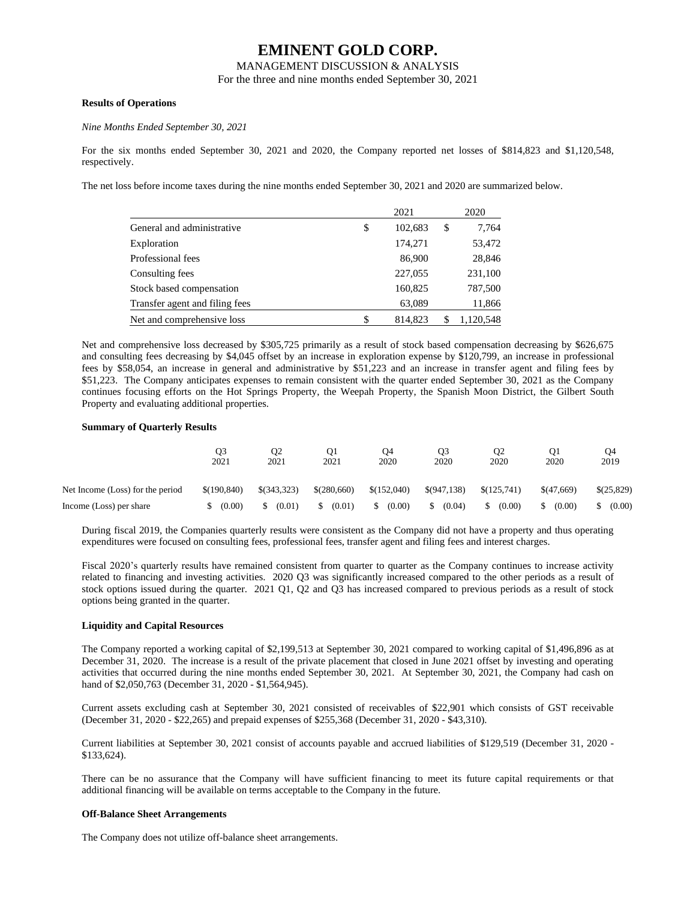**Results of Operations**

*Nine Months Ended September 30, 2021*

For the six months ended September 30, 2021 and 2020, the Company reported net losses of $814,823 and $1,120,548, respectively.

The net loss before income taxes during the nine months ended September 30, 2021 and 2020 are summarized below.

| | 2021 | 2020 |
|---|---|---|
| General and administrative | $ 102,683 | $ 7,764 |
| Exploration | 174,271 | 53,472 |
| Professional fees | 86,900 | 28,846 |
| Consulting fees | 227,055 | 231,100 |
| Stock based compensation | 160,825 | 787,500 |
| Transfer agent and filing fees | 63,089 | 11,866 |
| Net and comprehensive loss | $ 814,823 | $ 1,120,548 |

Net and comprehensive loss decreased by $305,725 primarily as a result of stock based compensation decreasing by $626,675 and consulting fees decreasing by $4,045 offset by an increase in exploration expense by $120,799, an increase in professional fees by $58,054, an increase in general and administrative by $51,223 and an increase in transfer agent and filing fees by $51,223. The Company anticipates expenses to remain consistent with the quarter ended September 30, 2021 as the Company continues focusing efforts on the Hot Springs Property, the Weepah Property, the Spanish Moon District, the Gilbert South Property and evaluating additional properties.

**Summary of Quarterly Results**

| | Q3 2021 | Q2 2021 | Q1 2021 | Q4 2020 | Q3 2020 | Q2 2020 | Q1 2020 | Q4 2019 |
|---|---|---|---|---|---|---|---|---|
| Net Income (Loss) for the period | $(190,840) | $(343,323) | $(280,660) | $(152,040) | $(947,138) | $(125,741) | $(47,669) | $(25,829) |
| Income (Loss) per share | $ (0.00) | $ (0.01) | $ (0.01) | $ (0.00) | $ (0.04) | $ (0.00) | $ (0.00) | $ (0.00) |

During fiscal 2019, the Companies quarterly results were consistent as the Company did not have a property and thus operating expenditures were focused on consulting fees, professional fees, transfer agent and filing fees and interest charges.

Fiscal 2020's quarterly results have remained consistent from quarter to quarter as the Company continues to increase activity related to financing and investing activities. 2020 Q3 was significantly increased compared to the other periods as a result of stock options issued during the quarter. 2021 Q1, Q2 and Q3 has increased compared to previous periods as a result of stock options being granted in the quarter.

**Liquidity and Capital Resources**

The Company reported a working capital of $2,199,513 at September 30, 2021 compared to working capital of $1,496,896 as at December 31, 2020. The increase is a result of the private placement that closed in June 2021 offset by investing and operating activities that occurred during the nine months ended September 30, 2021. At September 30, 2021, the Company had cash on hand of $2,050,763 (December 31, 2020 - $1,564,945).

Current assets excluding cash at September 30, 2021 consisted of receivables of $22,901 which consists of GST receivable (December 31, 2020 - $22,265) and prepaid expenses of $255,368 (December 31, 2020 - $43,310).

Current liabilities at September 30, 2021 consist of accounts payable and accrued liabilities of $129,519 (December 31, 2020 - $133,624).

There can be no assurance that the Company will have sufficient financing to meet its future capital requirements or that additional financing will be available on terms acceptable to the Company in the future.

**Off-Balance Sheet Arrangements**

The Company does not utilize off-balance sheet arrangements.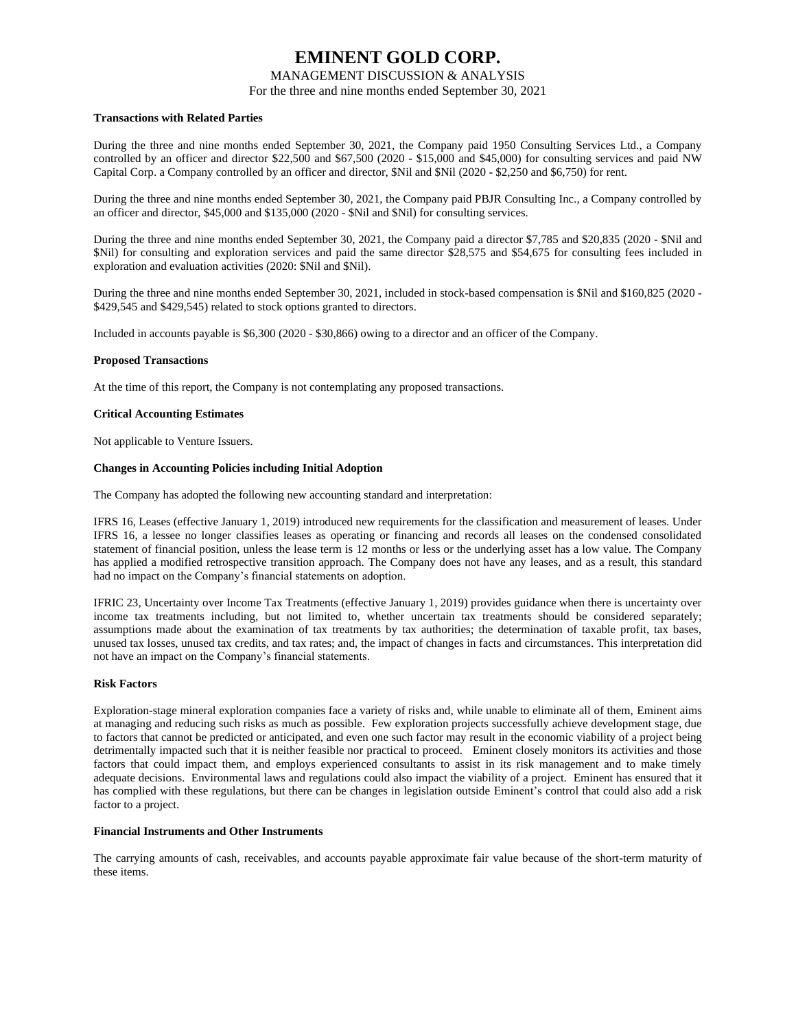#### Transactions with Related Parties

During the three and nine months ended September 30, 2021, the Company paid 1950 Consulting Services Ltd., a Company controlled by an officer and director $22,500 and $67,500 (2020 - $15,000 and $45,000) for consulting services and paid NW Capital Corp. a Company controlled by an officer and director, $Nil and $Nil (2020 - $2,250 and $6,750) for rent.

During the three and nine months ended September 30, 2021, the Company paid PBJR Consulting Inc., a Company controlled by an officer and director, $45,000 and $135,000 (2020 - $Nil and $Nil) for consulting services.

During the three and nine months ended September 30, 2021, the Company paid a director $7,785 and $20,835 (2020 - $Nil and $Nil) for consulting and exploration services and paid the same director $28,575 and $54,675 for consulting fees included in exploration and evaluation activities (2020: $Nil and $Nil).

During the three and nine months ended September 30, 2021, included in stock-based compensation is $Nil and $160,825 (2020 - $429,545 and $429,545) related to stock options granted to directors.

Included in accounts payable is $6,300 (2020 - $30,866) owing to a director and an officer of the Company.

#### Proposed Transactions

At the time of this report, the Company is not contemplating any proposed transactions.

#### Critical Accounting Estimates

Not applicable to Venture Issuers.

#### Changes in Accounting Policies including Initial Adoption

The Company has adopted the following new accounting standard and interpretation:

IFRS 16, Leases (effective January 1, 2019) introduced new requirements for the classification and measurement of leases. Under IFRS 16, a lessee no longer classifies leases as operating or financing and records all leases on the condensed consolidated statement of financial position, unless the lease term is 12 months or less or the underlying asset has a low value. The Company has applied a modified retrospective transition approach. The Company does not have any leases, and as a result, this standard had no impact on the Company's financial statements on adoption.

IFRIC 23, Uncertainty over Income Tax Treatments (effective January 1, 2019) provides guidance when there is uncertainty over income tax treatments including, but not limited to, whether uncertain tax treatments should be considered separately; assumptions made about the examination of tax treatments by tax authorities; the determination of taxable profit, tax bases, unused tax losses, unused tax credits, and tax rates; and, the impact of changes in facts and circumstances. This interpretation did not have an impact on the Company's financial statements.

#### Risk Factors

Exploration-stage mineral exploration companies face a variety of risks and, while unable to eliminate all of them, Eminent aims at managing and reducing such risks as much as possible. Few exploration projects successfully achieve development stage, due to factors that cannot be predicted or anticipated, and even one such factor may result in the economic viability of a project being detrimentally impacted such that it is neither feasible nor practical to proceed. Eminent closely monitors its activities and those factors that could impact them, and employs experienced consultants to assist in its risk management and to make timely adequate decisions. Environmental laws and regulations could also impact the viability of a project. Eminent has ensured that it has complied with these regulations, but there can be changes in legislation outside Eminent's control that could also add a risk factor to a project.

#### Financial Instruments and Other Instruments

The carrying amounts of cash, receivables, and accounts payable approximate fair value because of the short-term maturity of these items.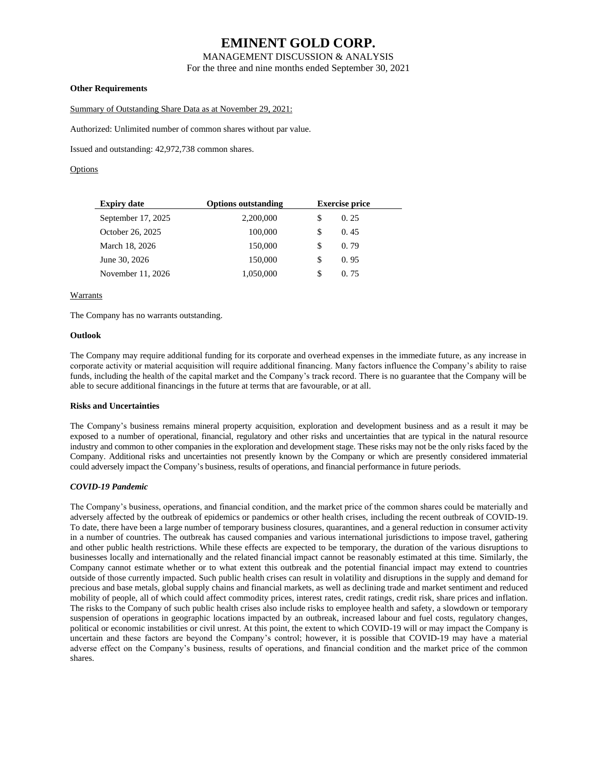**Other Requirements**

Summary of Outstanding Share Data as at November 29, 2021:

Authorized: Unlimited number of common shares without par value.

Issued and outstanding: 42,972,738 common shares.

Options

| Expiry date | Options outstanding | Exercise price |
|---|---|---|
| September 17, 2025 | 2,200,000 | $ 0. 25 |
| October 26, 2025 | 100,000 | $ 0. 45 |
| March 18, 2026 | 150,000 | $ 0. 79 |
| June 30, 2026 | 150,000 | $ 0. 95 |
| November 11, 2026 | 1,050,000 | $ 0. 75 |

Warrants

The Company has no warrants outstanding.

**Outlook**

The Company may require additional funding for its corporate and overhead expenses in the immediate future, as any increase in corporate activity or material acquisition will require additional financing. Many factors influence the Company's ability to raise funds, including the health of the capital market and the Company's track record. There is no guarantee that the Company will be able to secure additional financings in the future at terms that are favourable, or at all.

**Risks and Uncertainties**

The Company's business remains mineral property acquisition, exploration and development business and as a result it may be exposed to a number of operational, financial, regulatory and other risks and uncertainties that are typical in the natural resource industry and common to other companies in the exploration and development stage. These risks may not be the only risks faced by the Company. Additional risks and uncertainties not presently known by the Company or which are presently considered immaterial could adversely impact the Company's business, results of operations, and financial performance in future periods.

***COVID-19 Pandemic***

The Company's business, operations, and financial condition, and the market price of the common shares could be materially and adversely affected by the outbreak of epidemics or pandemics or other health crises, including the recent outbreak of COVID-19. To date, there have been a large number of temporary business closures, quarantines, and a general reduction in consumer activity in a number of countries. The outbreak has caused companies and various international jurisdictions to impose travel, gathering and other public health restrictions. While these effects are expected to be temporary, the duration of the various disruptions to businesses locally and internationally and the related financial impact cannot be reasonably estimated at this time. Similarly, the Company cannot estimate whether or to what extent this outbreak and the potential financial impact may extend to countries outside of those currently impacted. Such public health crises can result in volatility and disruptions in the supply and demand for precious and base metals, global supply chains and financial markets, as well as declining trade and market sentiment and reduced mobility of people, all of which could affect commodity prices, interest rates, credit ratings, credit risk, share prices and inflation. The risks to the Company of such public health crises also include risks to employee health and safety, a slowdown or temporary suspension of operations in geographic locations impacted by an outbreak, increased labour and fuel costs, regulatory changes, political or economic instabilities or civil unrest. At this point, the extent to which COVID-19 will or may impact the Company is uncertain and these factors are beyond the Company's control; however, it is possible that COVID-19 may have a material adverse effect on the Company's business, results of operations, and financial condition and the market price of the common shares.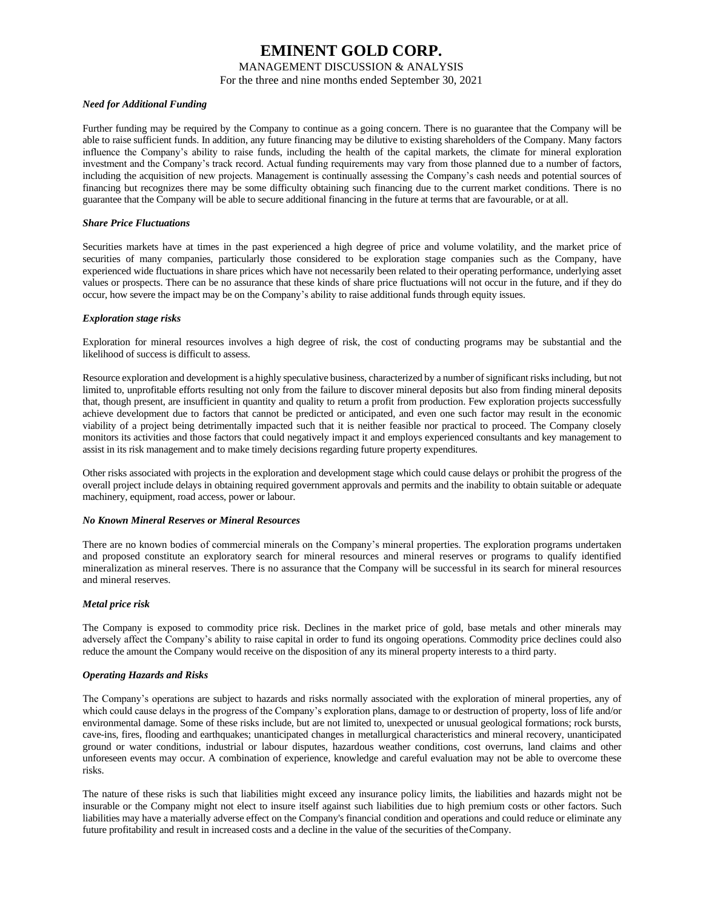### *Need for Additional Funding*

Further funding may be required by the Company to continue as a going concern. There is no guarantee that the Company will be able to raise sufficient funds. In addition, any future financing may be dilutive to existing shareholders of the Company. Many factors influence the Company's ability to raise funds, including the health of the capital markets, the climate for mineral exploration investment and the Company's track record. Actual funding requirements may vary from those planned due to a number of factors, including the acquisition of new projects. Management is continually assessing the Company's cash needs and potential sources of financing but recognizes there may be some difficulty obtaining such financing due to the current market conditions. There is no guarantee that the Company will be able to secure additional financing in the future at terms that are favourable, or at all.

### *Share Price Fluctuations*

Securities markets have at times in the past experienced a high degree of price and volume volatility, and the market price of securities of many companies, particularly those considered to be exploration stage companies such as the Company, have experienced wide fluctuations in share prices which have not necessarily been related to their operating performance, underlying asset values or prospects. There can be no assurance that these kinds of share price fluctuations will not occur in the future, and if they do occur, how severe the impact may be on the Company's ability to raise additional funds through equity issues.

### *Exploration stage risks*

Exploration for mineral resources involves a high degree of risk, the cost of conducting programs may be substantial and the likelihood of success is difficult to assess.

Resource exploration and development is a highly speculative business, characterized by a number of significant risks including, but not limited to, unprofitable efforts resulting not only from the failure to discover mineral deposits but also from finding mineral deposits that, though present, are insufficient in quantity and quality to return a profit from production. Few exploration projects successfully achieve development due to factors that cannot be predicted or anticipated, and even one such factor may result in the economic viability of a project being detrimentally impacted such that it is neither feasible nor practical to proceed. The Company closely monitors its activities and those factors that could negatively impact it and employs experienced consultants and key management to assist in its risk management and to make timely decisions regarding future property expenditures.

Other risks associated with projects in the exploration and development stage which could cause delays or prohibit the progress of the overall project include delays in obtaining required government approvals and permits and the inability to obtain suitable or adequate machinery, equipment, road access, power or labour.

### *No Known Mineral Reserves or Mineral Resources*

There are no known bodies of commercial minerals on the Company's mineral properties. The exploration programs undertaken and proposed constitute an exploratory search for mineral resources and mineral reserves or programs to qualify identified mineralization as mineral reserves. There is no assurance that the Company will be successful in its search for mineral resources and mineral reserves.

### *Metal price risk*

The Company is exposed to commodity price risk. Declines in the market price of gold, base metals and other minerals may adversely affect the Company's ability to raise capital in order to fund its ongoing operations. Commodity price declines could also reduce the amount the Company would receive on the disposition of any its mineral property interests to a third party.

### *Operating Hazards and Risks*

The Company's operations are subject to hazards and risks normally associated with the exploration of mineral properties, any of which could cause delays in the progress of the Company's exploration plans, damage to or destruction of property, loss of life and/or environmental damage. Some of these risks include, but are not limited to, unexpected or unusual geological formations; rock bursts, cave-ins, fires, flooding and earthquakes; unanticipated changes in metallurgical characteristics and mineral recovery, unanticipated ground or water conditions, industrial or labour disputes, hazardous weather conditions, cost overruns, land claims and other unforeseen events may occur. A combination of experience, knowledge and careful evaluation may not be able to overcome these risks.

The nature of these risks is such that liabilities might exceed any insurance policy limits, the liabilities and hazards might not be insurable or the Company might not elect to insure itself against such liabilities due to high premium costs or other factors. Such liabilities may have a materially adverse effect on the Company's financial condition and operations and could reduce or eliminate any future profitability and result in increased costs and a decline in the value of the securities of the Company.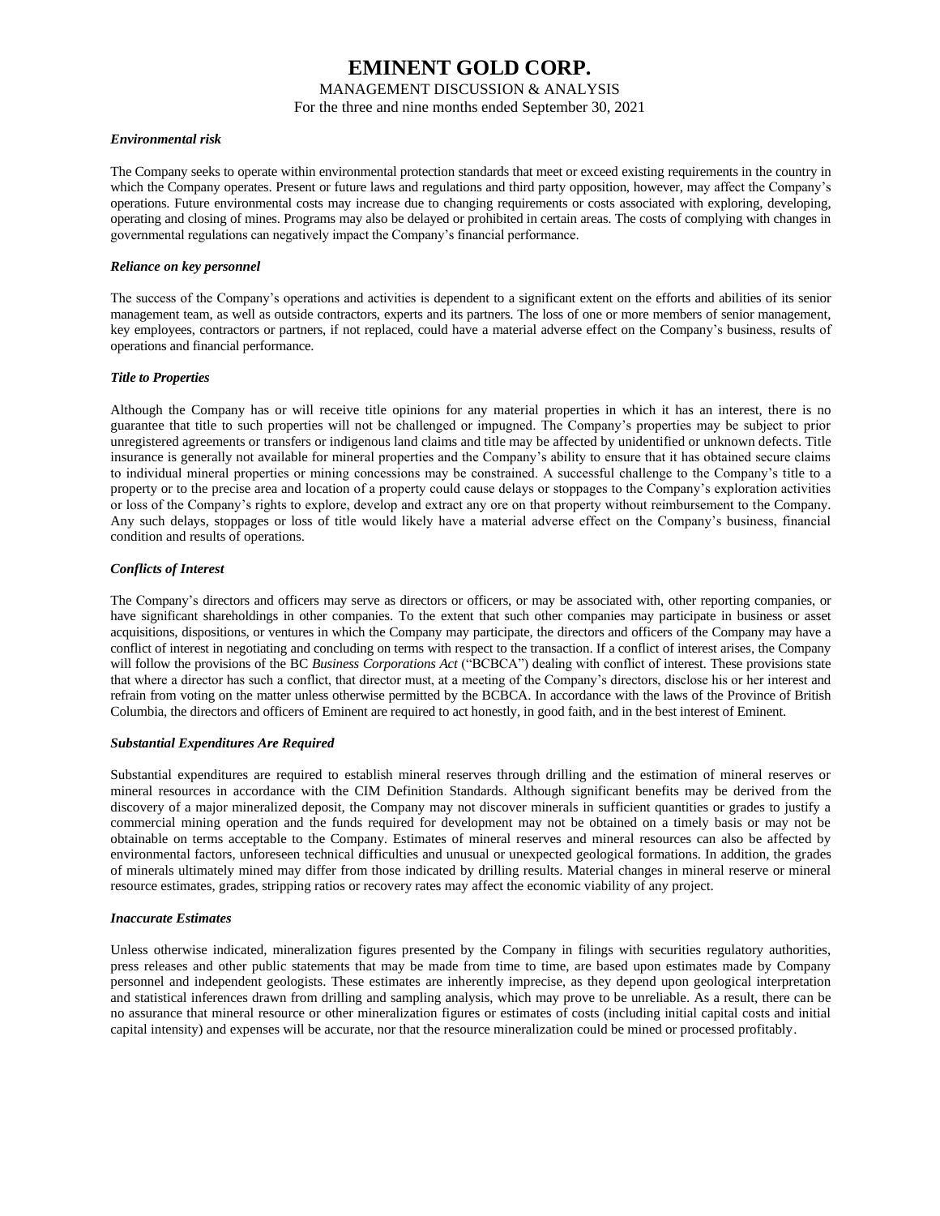***Environmental risk***

The Company seeks to operate within environmental protection standards that meet or exceed existing requirements in the country in which the Company operates. Present or future laws and regulations and third party opposition, however, may affect the Company's operations. Future environmental costs may increase due to changing requirements or costs associated with exploring, developing, operating and closing of mines. Programs may also be delayed or prohibited in certain areas. The costs of complying with changes in governmental regulations can negatively impact the Company's financial performance.

***Reliance on key personnel***

The success of the Company's operations and activities is dependent to a significant extent on the efforts and abilities of its senior management team, as well as outside contractors, experts and its partners. The loss of one or more members of senior management, key employees, contractors or partners, if not replaced, could have a material adverse effect on the Company's business, results of operations and financial performance.

***Title to Properties***

Although the Company has or will receive title opinions for any material properties in which it has an interest, there is no guarantee that title to such properties will not be challenged or impugned. The Company's properties may be subject to prior unregistered agreements or transfers or indigenous land claims and title may be affected by unidentified or unknown defects. Title insurance is generally not available for mineral properties and the Company's ability to ensure that it has obtained secure claims to individual mineral properties or mining concessions may be constrained. A successful challenge to the Company's title to a property or to the precise area and location of a property could cause delays or stoppages to the Company's exploration activities or loss of the Company's rights to explore, develop and extract any ore on that property without reimbursement to the Company. Any such delays, stoppages or loss of title would likely have a material adverse effect on the Company's business, financial condition and results of operations.

***Conflicts of Interest***

The Company's directors and officers may serve as directors or officers, or may be associated with, other reporting companies, or have significant shareholdings in other companies. To the extent that such other companies may participate in business or asset acquisitions, dispositions, or ventures in which the Company may participate, the directors and officers of the Company may have a conflict of interest in negotiating and concluding on terms with respect to the transaction. If a conflict of interest arises, the Company will follow the provisions of the BC *Business Corporations Act* ("BCBCA") dealing with conflict of interest. These provisions state that where a director has such a conflict, that director must, at a meeting of the Company's directors, disclose his or her interest and refrain from voting on the matter unless otherwise permitted by the BCBCA. In accordance with the laws of the Province of British Columbia, the directors and officers of Eminent are required to act honestly, in good faith, and in the best interest of Eminent.

***Substantial Expenditures Are Required***

Substantial expenditures are required to establish mineral reserves through drilling and the estimation of mineral reserves or mineral resources in accordance with the CIM Definition Standards. Although significant benefits may be derived from the discovery of a major mineralized deposit, the Company may not discover minerals in sufficient quantities or grades to justify a commercial mining operation and the funds required for development may not be obtained on a timely basis or may not be obtainable on terms acceptable to the Company. Estimates of mineral reserves and mineral resources can also be affected by environmental factors, unforeseen technical difficulties and unusual or unexpected geological formations. In addition, the grades of minerals ultimately mined may differ from those indicated by drilling results. Material changes in mineral reserve or mineral resource estimates, grades, stripping ratios or recovery rates may affect the economic viability of any project.

***Inaccurate Estimates***

Unless otherwise indicated, mineralization figures presented by the Company in filings with securities regulatory authorities, press releases and other public statements that may be made from time to time, are based upon estimates made by Company personnel and independent geologists. These estimates are inherently imprecise, as they depend upon geological interpretation and statistical inferences drawn from drilling and sampling analysis, which may prove to be unreliable. As a result, there can be no assurance that mineral resource or other mineralization figures or estimates of costs (including initial capital costs and initial capital intensity) and expenses will be accurate, nor that the resource mineralization could be mined or processed profitably.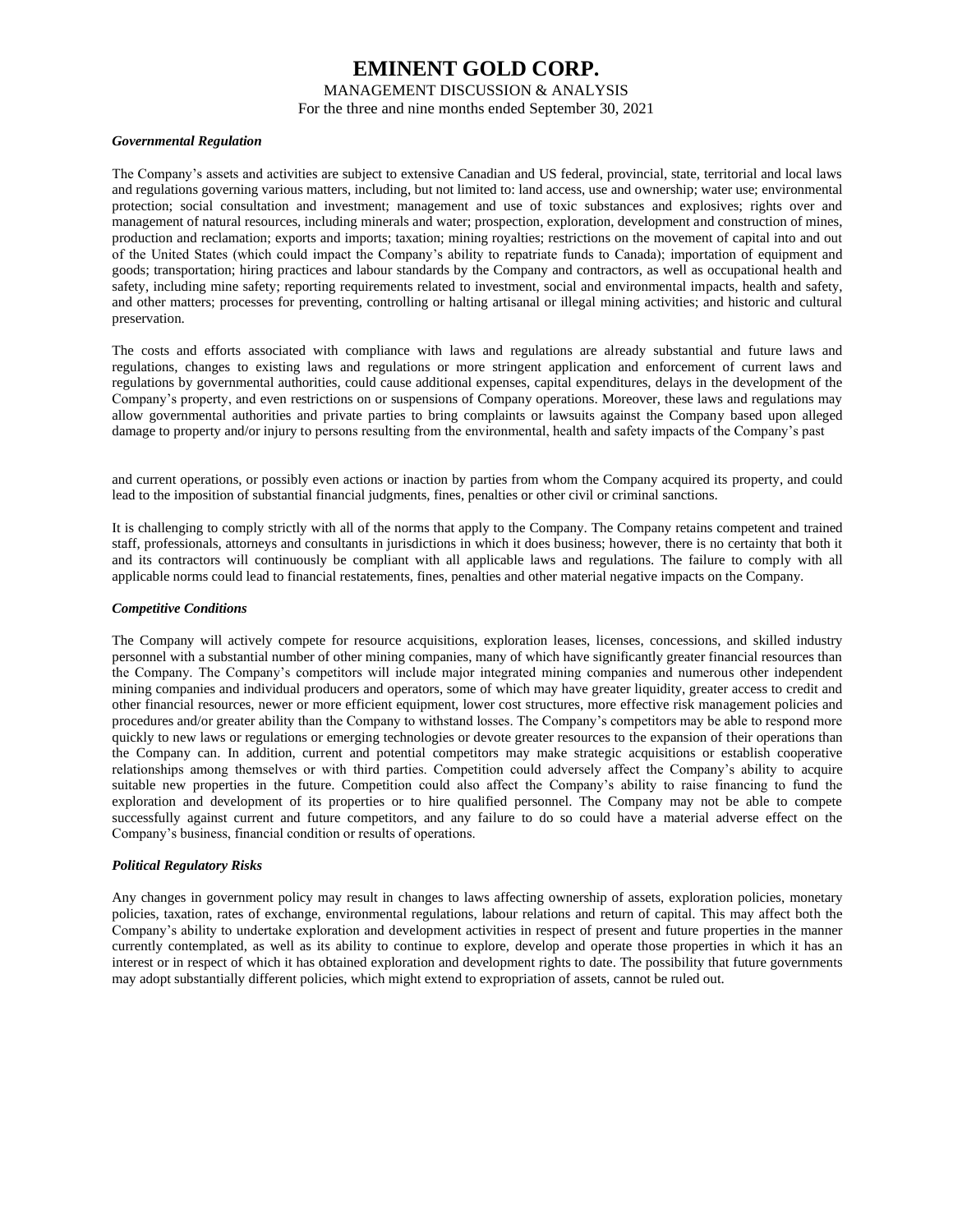### *Governmental Regulation*

The Company's assets and activities are subject to extensive Canadian and US federal, provincial, state, territorial and local laws and regulations governing various matters, including, but not limited to: land access, use and ownership; water use; environmental protection; social consultation and investment; management and use of toxic substances and explosives; rights over and management of natural resources, including minerals and water; prospection, exploration, development and construction of mines, production and reclamation; exports and imports; taxation; mining royalties; restrictions on the movement of capital into and out of the United States (which could impact the Company's ability to repatriate funds to Canada); importation of equipment and goods; transportation; hiring practices and labour standards by the Company and contractors, as well as occupational health and safety, including mine safety; reporting requirements related to investment, social and environmental impacts, health and safety, and other matters; processes for preventing, controlling or halting artisanal or illegal mining activities; and historic and cultural preservation.

The costs and efforts associated with compliance with laws and regulations are already substantial and future laws and regulations, changes to existing laws and regulations or more stringent application and enforcement of current laws and regulations by governmental authorities, could cause additional expenses, capital expenditures, delays in the development of the Company's property, and even restrictions on or suspensions of Company operations. Moreover, these laws and regulations may allow governmental authorities and private parties to bring complaints or lawsuits against the Company based upon alleged damage to property and/or injury to persons resulting from the environmental, health and safety impacts of the Company's past and current operations, or possibly even actions or inaction by parties from whom the Company acquired its property, and could lead to the imposition of substantial financial judgments, fines, penalties or other civil or criminal sanctions.

It is challenging to comply strictly with all of the norms that apply to the Company. The Company retains competent and trained staff, professionals, attorneys and consultants in jurisdictions in which it does business; however, there is no certainty that both it and its contractors will continuously be compliant with all applicable laws and regulations. The failure to comply with all applicable norms could lead to financial restatements, fines, penalties and other material negative impacts on the Company.

### *Competitive Conditions*

The Company will actively compete for resource acquisitions, exploration leases, licenses, concessions, and skilled industry personnel with a substantial number of other mining companies, many of which have significantly greater financial resources than the Company. The Company's competitors will include major integrated mining companies and numerous other independent mining companies and individual producers and operators, some of which may have greater liquidity, greater access to credit and other financial resources, newer or more efficient equipment, lower cost structures, more effective risk management policies and procedures and/or greater ability than the Company to withstand losses. The Company's competitors may be able to respond more quickly to new laws or regulations or emerging technologies or devote greater resources to the expansion of their operations than the Company can. In addition, current and potential competitors may make strategic acquisitions or establish cooperative relationships among themselves or with third parties. Competition could adversely affect the Company's ability to acquire suitable new properties in the future. Competition could also affect the Company's ability to raise financing to fund the exploration and development of its properties or to hire qualified personnel. The Company may not be able to compete successfully against current and future competitors, and any failure to do so could have a material adverse effect on the Company's business, financial condition or results of operations.

### *Political Regulatory Risks*

Any changes in government policy may result in changes to laws affecting ownership of assets, exploration policies, monetary policies, taxation, rates of exchange, environmental regulations, labour relations and return of capital. This may affect both the Company's ability to undertake exploration and development activities in respect of present and future properties in the manner currently contemplated, as well as its ability to continue to explore, develop and operate those properties in which it has an interest or in respect of which it has obtained exploration and development rights to date. The possibility that future governments may adopt substantially different policies, which might extend to expropriation of assets, cannot be ruled out.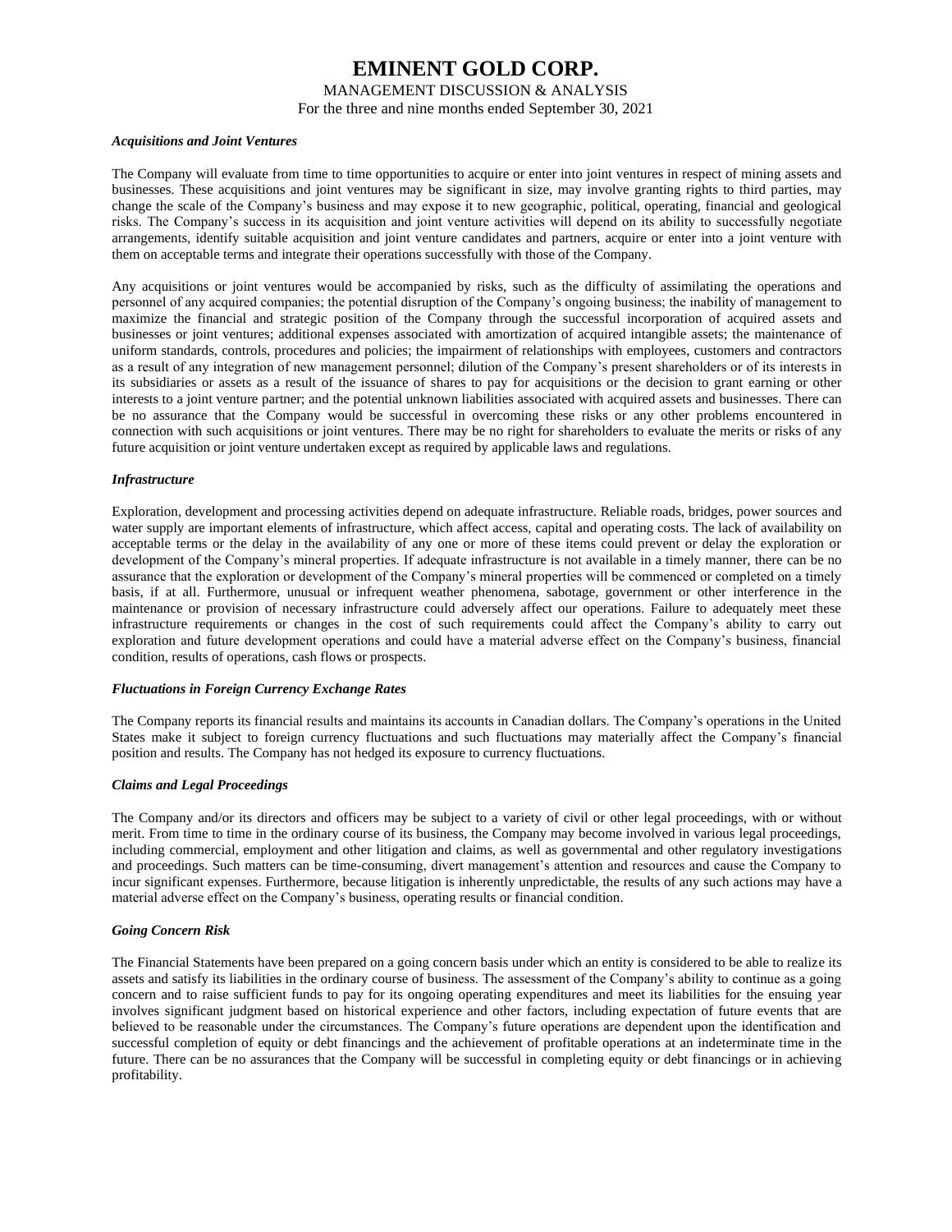***Acquisitions and Joint Ventures***

The Company will evaluate from time to time opportunities to acquire or enter into joint ventures in respect of mining assets and businesses. These acquisitions and joint ventures may be significant in size, may involve granting rights to third parties, may change the scale of the Company's business and may expose it to new geographic, political, operating, financial and geological risks. The Company's success in its acquisition and joint venture activities will depend on its ability to successfully negotiate arrangements, identify suitable acquisition and joint venture candidates and partners, acquire or enter into a joint venture with them on acceptable terms and integrate their operations successfully with those of the Company.

Any acquisitions or joint ventures would be accompanied by risks, such as the difficulty of assimilating the operations and personnel of any acquired companies; the potential disruption of the Company's ongoing business; the inability of management to maximize the financial and strategic position of the Company through the successful incorporation of acquired assets and businesses or joint ventures; additional expenses associated with amortization of acquired intangible assets; the maintenance of uniform standards, controls, procedures and policies; the impairment of relationships with employees, customers and contractors as a result of any integration of new management personnel; dilution of the Company's present shareholders or of its interests in its subsidiaries or assets as a result of the issuance of shares to pay for acquisitions or the decision to grant earning or other interests to a joint venture partner; and the potential unknown liabilities associated with acquired assets and businesses. There can be no assurance that the Company would be successful in overcoming these risks or any other problems encountered in connection with such acquisitions or joint ventures. There may be no right for shareholders to evaluate the merits or risks of any future acquisition or joint venture undertaken except as required by applicable laws and regulations.

***Infrastructure***

Exploration, development and processing activities depend on adequate infrastructure. Reliable roads, bridges, power sources and water supply are important elements of infrastructure, which affect access, capital and operating costs. The lack of availability on acceptable terms or the delay in the availability of any one or more of these items could prevent or delay the exploration or development of the Company's mineral properties. If adequate infrastructure is not available in a timely manner, there can be no assurance that the exploration or development of the Company's mineral properties will be commenced or completed on a timely basis, if at all. Furthermore, unusual or infrequent weather phenomena, sabotage, government or other interference in the maintenance or provision of necessary infrastructure could adversely affect our operations. Failure to adequately meet these infrastructure requirements or changes in the cost of such requirements could affect the Company's ability to carry out exploration and future development operations and could have a material adverse effect on the Company's business, financial condition, results of operations, cash flows or prospects.

***Fluctuations in Foreign Currency Exchange Rates***

The Company reports its financial results and maintains its accounts in Canadian dollars. The Company's operations in the United States make it subject to foreign currency fluctuations and such fluctuations may materially affect the Company's financial position and results. The Company has not hedged its exposure to currency fluctuations.

***Claims and Legal Proceedings***

The Company and/or its directors and officers may be subject to a variety of civil or other legal proceedings, with or without merit. From time to time in the ordinary course of its business, the Company may become involved in various legal proceedings, including commercial, employment and other litigation and claims, as well as governmental and other regulatory investigations and proceedings. Such matters can be time-consuming, divert management's attention and resources and cause the Company to incur significant expenses. Furthermore, because litigation is inherently unpredictable, the results of any such actions may have a material adverse effect on the Company's business, operating results or financial condition.

***Going Concern Risk***

The Financial Statements have been prepared on a going concern basis under which an entity is considered to be able to realize its assets and satisfy its liabilities in the ordinary course of business. The assessment of the Company's ability to continue as a going concern and to raise sufficient funds to pay for its ongoing operating expenditures and meet its liabilities for the ensuing year involves significant judgment based on historical experience and other factors, including expectation of future events that are believed to be reasonable under the circumstances. The Company's future operations are dependent upon the identification and successful completion of equity or debt financings and the achievement of profitable operations at an indeterminate time in the future. There can be no assurances that the Company will be successful in completing equity or debt financings or in achieving profitability.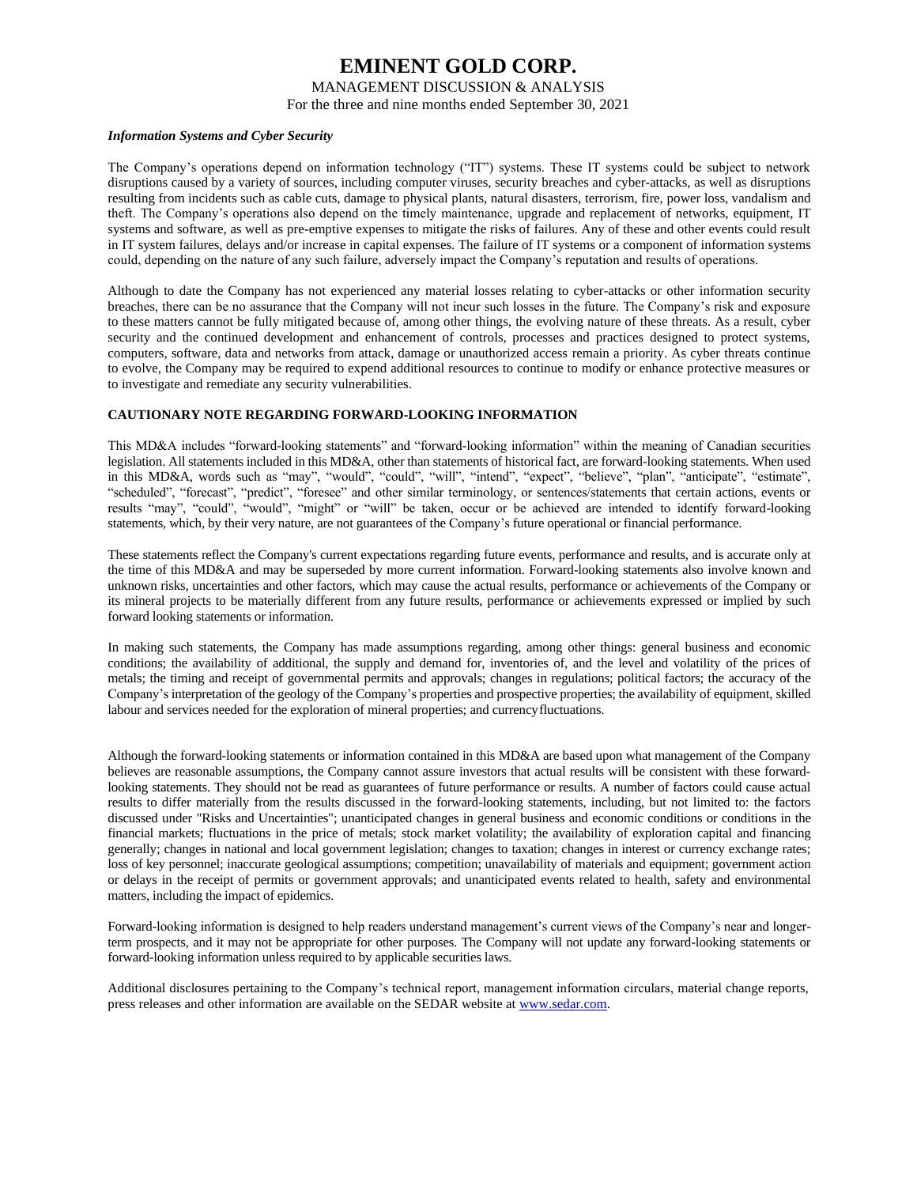***Information Systems and Cyber Security***

The Company's operations depend on information technology ("IT") systems. These IT systems could be subject to network disruptions caused by a variety of sources, including computer viruses, security breaches and cyber-attacks, as well as disruptions resulting from incidents such as cable cuts, damage to physical plants, natural disasters, terrorism, fire, power loss, vandalism and theft. The Company's operations also depend on the timely maintenance, upgrade and replacement of networks, equipment, IT systems and software, as well as pre-emptive expenses to mitigate the risks of failures. Any of these and other events could result in IT system failures, delays and/or increase in capital expenses. The failure of IT systems or a component of information systems could, depending on the nature of any such failure, adversely impact the Company's reputation and results of operations.

Although to date the Company has not experienced any material losses relating to cyber-attacks or other information security breaches, there can be no assurance that the Company will not incur such losses in the future. The Company's risk and exposure to these matters cannot be fully mitigated because of, among other things, the evolving nature of these threats. As a result, cyber security and the continued development and enhancement of controls, processes and practices designed to protect systems, computers, software, data and networks from attack, damage or unauthorized access remain a priority. As cyber threats continue to evolve, the Company may be required to expend additional resources to continue to modify or enhance protective measures or to investigate and remediate any security vulnerabilities.

## CAUTIONARY NOTE REGARDING FORWARD-LOOKING INFORMATION

This MD&A includes "forward-looking statements" and "forward-looking information" within the meaning of Canadian securities legislation. All statements included in this MD&A, other than statements of historical fact, are forward-looking statements. When used in this MD&A, words such as "may", "would", "could", "will", "intend", "expect", "believe", "plan", "anticipate", "estimate", "scheduled", "forecast", "predict", "foresee" and other similar terminology, or sentences/statements that certain actions, events or results "may", "could", "would", "might" or "will" be taken, occur or be achieved are intended to identify forward-looking statements, which, by their very nature, are not guarantees of the Company's future operational or financial performance.

These statements reflect the Company's current expectations regarding future events, performance and results, and is accurate only at the time of this MD&A and may be superseded by more current information. Forward-looking statements also involve known and unknown risks, uncertainties and other factors, which may cause the actual results, performance or achievements of the Company or its mineral projects to be materially different from any future results, performance or achievements expressed or implied by such forward looking statements or information.

In making such statements, the Company has made assumptions regarding, among other things: general business and economic conditions; the availability of additional, the supply and demand for, inventories of, and the level and volatility of the prices of metals; the timing and receipt of governmental permits and approvals; changes in regulations; political factors; the accuracy of the Company's interpretation of the geology of the Company's properties and prospective properties; the availability of equipment, skilled labour and services needed for the exploration of mineral properties; and currency fluctuations.

Although the forward-looking statements or information contained in this MD&A are based upon what management of the Company believes are reasonable assumptions, the Company cannot assure investors that actual results will be consistent with these forward-looking statements. They should not be read as guarantees of future performance or results. A number of factors could cause actual results to differ materially from the results discussed in the forward-looking statements, including, but not limited to: the factors discussed under "Risks and Uncertainties"; unanticipated changes in general business and economic conditions or conditions in the financial markets; fluctuations in the price of metals; stock market volatility; the availability of exploration capital and financing generally; changes in national and local government legislation; changes to taxation; changes in interest or currency exchange rates; loss of key personnel; inaccurate geological assumptions; competition; unavailability of materials and equipment; government action or delays in the receipt of permits or government approvals; and unanticipated events related to health, safety and environmental matters, including the impact of epidemics.

Forward-looking information is designed to help readers understand management's current views of the Company's near and longer-term prospects, and it may not be appropriate for other purposes. The Company will not update any forward-looking statements or forward-looking information unless required to by applicable securities laws.

Additional disclosures pertaining to the Company's technical report, management information circulars, material change reports, press releases and other information are available on the SEDAR website at [www.sedar.com](http://www.sedar.com).